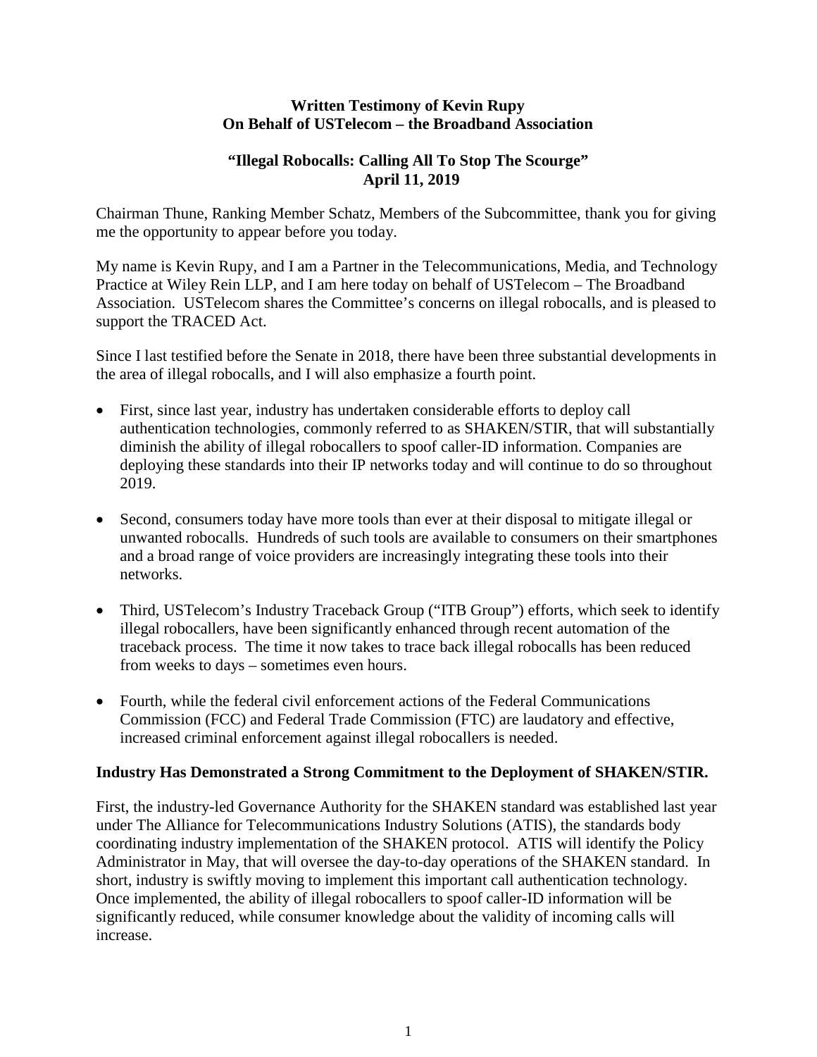**Written Testimony of Kevin Rupy**
**On Behalf of USTelecom – the Broadband Association**

**"Illegal Robocalls: Calling All To Stop The Scourge"**
**April 11, 2019**

Chairman Thune, Ranking Member Schatz, Members of the Subcommittee, thank you for giving me the opportunity to appear before you today.

My name is Kevin Rupy, and I am a Partner in the Telecommunications, Media, and Technology Practice at Wiley Rein LLP, and I am here today on behalf of USTelecom – The Broadband Association. USTelecom shares the Committee's concerns on illegal robocalls, and is pleased to support the TRACED Act.

Since I last testified before the Senate in 2018, there have been three substantial developments in the area of illegal robocalls, and I will also emphasize a fourth point.

- First, since last year, industry has undertaken considerable efforts to deploy call authentication technologies, commonly referred to as SHAKEN/STIR, that will substantially diminish the ability of illegal robocallers to spoof caller-ID information. Companies are deploying these standards into their IP networks today and will continue to do so throughout 2019.
- Second, consumers today have more tools than ever at their disposal to mitigate illegal or unwanted robocalls. Hundreds of such tools are available to consumers on their smartphones and a broad range of voice providers are increasingly integrating these tools into their networks.
- Third, USTelecom's Industry Traceback Group ("ITB Group") efforts, which seek to identify illegal robocallers, have been significantly enhanced through recent automation of the traceback process. The time it now takes to trace back illegal robocalls has been reduced from weeks to days – sometimes even hours.
- Fourth, while the federal civil enforcement actions of the Federal Communications Commission (FCC) and Federal Trade Commission (FTC) are laudatory and effective, increased criminal enforcement against illegal robocallers is needed.

**Industry Has Demonstrated a Strong Commitment to the Deployment of SHAKEN/STIR.**

First, the industry-led Governance Authority for the SHAKEN standard was established last year under The Alliance for Telecommunications Industry Solutions (ATIS), the standards body coordinating industry implementation of the SHAKEN protocol. ATIS will identify the Policy Administrator in May, that will oversee the day-to-day operations of the SHAKEN standard. In short, industry is swiftly moving to implement this important call authentication technology. Once implemented, the ability of illegal robocallers to spoof caller-ID information will be significantly reduced, while consumer knowledge about the validity of incoming calls will increase.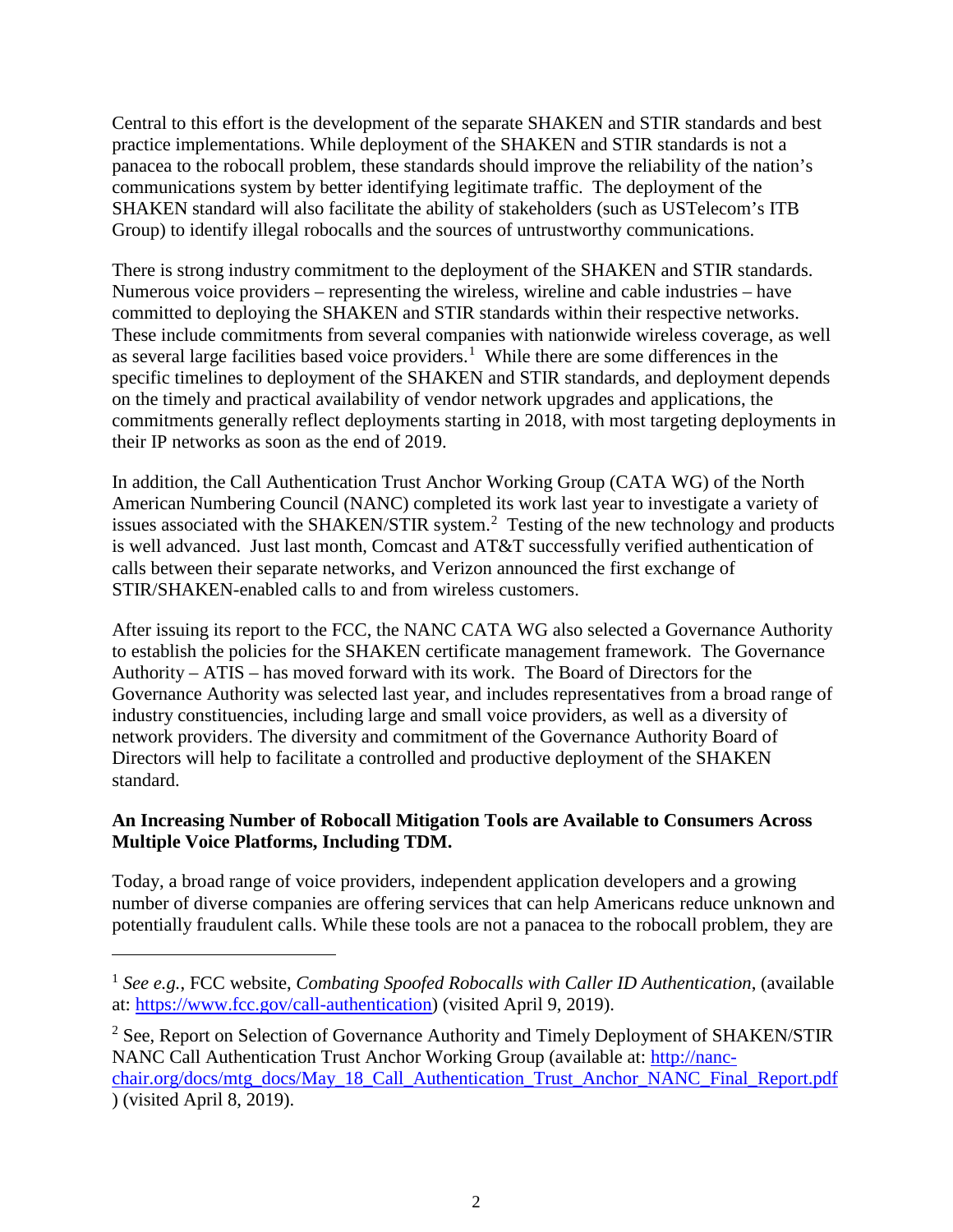Central to this effort is the development of the separate SHAKEN and STIR standards and best practice implementations. While deployment of the SHAKEN and STIR standards is not a panacea to the robocall problem, these standards should improve the reliability of the nation's communications system by better identifying legitimate traffic. The deployment of the SHAKEN standard will also facilitate the ability of stakeholders (such as USTelecom's ITB Group) to identify illegal robocalls and the sources of untrustworthy communications.

There is strong industry commitment to the deployment of the SHAKEN and STIR standards. Numerous voice providers – representing the wireless, wireline and cable industries – have committed to deploying the SHAKEN and STIR standards within their respective networks. These include commitments from several companies with nationwide wireless coverage, as well as several large facilities based voice providers.[1] While there are some differences in the specific timelines to deployment of the SHAKEN and STIR standards, and deployment depends on the timely and practical availability of vendor network upgrades and applications, the commitments generally reflect deployments starting in 2018, with most targeting deployments in their IP networks as soon as the end of 2019.

In addition, the Call Authentication Trust Anchor Working Group (CATA WG) of the North American Numbering Council (NANC) completed its work last year to investigate a variety of issues associated with the SHAKEN/STIR system.[2] Testing of the new technology and products is well advanced. Just last month, Comcast and AT&T successfully verified authentication of calls between their separate networks, and Verizon announced the first exchange of STIR/SHAKEN-enabled calls to and from wireless customers.

After issuing its report to the FCC, the NANC CATA WG also selected a Governance Authority to establish the policies for the SHAKEN certificate management framework. The Governance Authority – ATIS – has moved forward with its work. The Board of Directors for the Governance Authority was selected last year, and includes representatives from a broad range of industry constituencies, including large and small voice providers, as well as a diversity of network providers. The diversity and commitment of the Governance Authority Board of Directors will help to facilitate a controlled and productive deployment of the SHAKEN standard.

**An Increasing Number of Robocall Mitigation Tools are Available to Consumers Across Multiple Voice Platforms, Including TDM.**

Today, a broad range of voice providers, independent application developers and a growing number of diverse companies are offering services that can help Americans reduce unknown and potentially fraudulent calls. While these tools are not a panacea to the robocall problem, they are

---

[1] *See e.g.*, FCC website, *Combating Spoofed Robocalls with Caller ID Authentication*, (available at: https://www.fcc.gov/call-authentication) (visited April 9, 2019).

[2] See, Report on Selection of Governance Authority and Timely Deployment of SHAKEN/STIR NANC Call Authentication Trust Anchor Working Group (available at: http://nanc-chair.org/docs/mtg_docs/May_18_Call_Authentication_Trust_Anchor_NANC_Final_Report.pdf ) (visited April 8, 2019).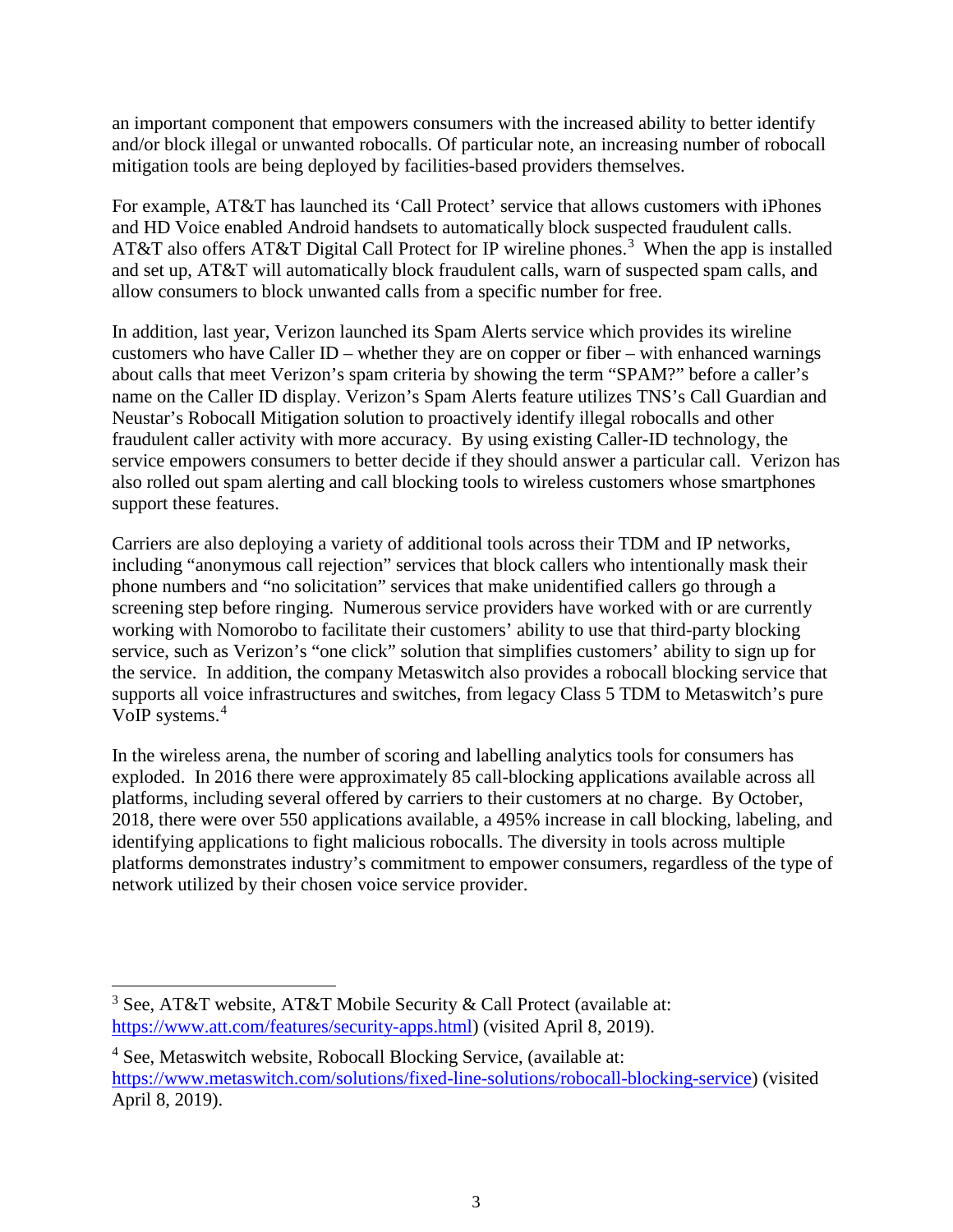an important component that empowers consumers with the increased ability to better identify and/or block illegal or unwanted robocalls. Of particular note, an increasing number of robocall mitigation tools are being deployed by facilities-based providers themselves.

For example, AT&T has launched its 'Call Protect' service that allows customers with iPhones and HD Voice enabled Android handsets to automatically block suspected fraudulent calls. AT&T also offers AT&T Digital Call Protect for IP wireline phones.[3] When the app is installed and set up, AT&T will automatically block fraudulent calls, warn of suspected spam calls, and allow consumers to block unwanted calls from a specific number for free.

In addition, last year, Verizon launched its Spam Alerts service which provides its wireline customers who have Caller ID – whether they are on copper or fiber – with enhanced warnings about calls that meet Verizon's spam criteria by showing the term "SPAM?" before a caller's name on the Caller ID display. Verizon's Spam Alerts feature utilizes TNS's Call Guardian and Neustar's Robocall Mitigation solution to proactively identify illegal robocalls and other fraudulent caller activity with more accuracy. By using existing Caller-ID technology, the service empowers consumers to better decide if they should answer a particular call. Verizon has also rolled out spam alerting and call blocking tools to wireless customers whose smartphones support these features.

Carriers are also deploying a variety of additional tools across their TDM and IP networks, including "anonymous call rejection" services that block callers who intentionally mask their phone numbers and "no solicitation" services that make unidentified callers go through a screening step before ringing. Numerous service providers have worked with or are currently working with Nomorobo to facilitate their customers' ability to use that third-party blocking service, such as Verizon's "one click" solution that simplifies customers' ability to sign up for the service. In addition, the company Metaswitch also provides a robocall blocking service that supports all voice infrastructures and switches, from legacy Class 5 TDM to Metaswitch's pure VoIP systems.[4]

In the wireless arena, the number of scoring and labelling analytics tools for consumers has exploded. In 2016 there were approximately 85 call-blocking applications available across all platforms, including several offered by carriers to their customers at no charge. By October, 2018, there were over 550 applications available, a 495% increase in call blocking, labeling, and identifying applications to fight malicious robocalls. The diversity in tools across multiple platforms demonstrates industry's commitment to empower consumers, regardless of the type of network utilized by their chosen voice service provider.

---

[3] See, AT&T website, AT&T Mobile Security & Call Protect (available at: https://www.att.com/features/security-apps.html) (visited April 8, 2019).

[4] See, Metaswitch website, Robocall Blocking Service, (available at: https://www.metaswitch.com/solutions/fixed-line-solutions/robocall-blocking-service) (visited April 8, 2019).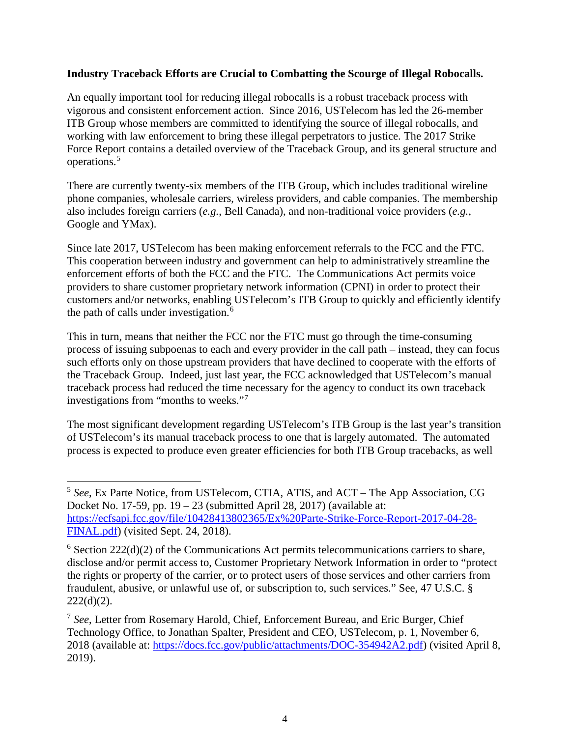**Industry Traceback Efforts are Crucial to Combatting the Scourge of Illegal Robocalls.**

An equally important tool for reducing illegal robocalls is a robust traceback process with vigorous and consistent enforcement action. Since 2016, USTelecom has led the 26-member ITB Group whose members are committed to identifying the source of illegal robocalls, and working with law enforcement to bring these illegal perpetrators to justice. The 2017 Strike Force Report contains a detailed overview of the Traceback Group, and its general structure and operations.[5]

There are currently twenty-six members of the ITB Group, which includes traditional wireline phone companies, wholesale carriers, wireless providers, and cable companies. The membership also includes foreign carriers (*e.g.*, Bell Canada), and non-traditional voice providers (*e.g.*, Google and YMax).

Since late 2017, USTelecom has been making enforcement referrals to the FCC and the FTC. This cooperation between industry and government can help to administratively streamline the enforcement efforts of both the FCC and the FTC. The Communications Act permits voice providers to share customer proprietary network information (CPNI) in order to protect their customers and/or networks, enabling USTelecom's ITB Group to quickly and efficiently identify the path of calls under investigation.[6]

This in turn, means that neither the FCC nor the FTC must go through the time-consuming process of issuing subpoenas to each and every provider in the call path – instead, they can focus such efforts only on those upstream providers that have declined to cooperate with the efforts of the Traceback Group. Indeed, just last year, the FCC acknowledged that USTelecom's manual traceback process had reduced the time necessary for the agency to conduct its own traceback investigations from "months to weeks."[7]

The most significant development regarding USTelecom's ITB Group is the last year's transition of USTelecom's its manual traceback process to one that is largely automated. The automated process is expected to produce even greater efficiencies for both ITB Group tracebacks, as well

---

[5] *See*, Ex Parte Notice, from USTelecom, CTIA, ATIS, and ACT – The App Association, CG Docket No. 17-59, pp. 19 – 23 (submitted April 28, 2017) (available at: https://ecfsapi.fcc.gov/file/10428413802365/Ex%20Parte-Strike-Force-Report-2017-04-28-FINAL.pdf) (visited Sept. 24, 2018).

[6] Section 222(d)(2) of the Communications Act permits telecommunications carriers to share, disclose and/or permit access to, Customer Proprietary Network Information in order to "protect the rights or property of the carrier, or to protect users of those services and other carriers from fraudulent, abusive, or unlawful use of, or subscription to, such services." See, 47 U.S.C. § 222(d)(2).

[7] *See*, Letter from Rosemary Harold, Chief, Enforcement Bureau, and Eric Burger, Chief Technology Office, to Jonathan Spalter, President and CEO, USTelecom, p. 1, November 6, 2018 (available at: https://docs.fcc.gov/public/attachments/DOC-354942A2.pdf) (visited April 8, 2019).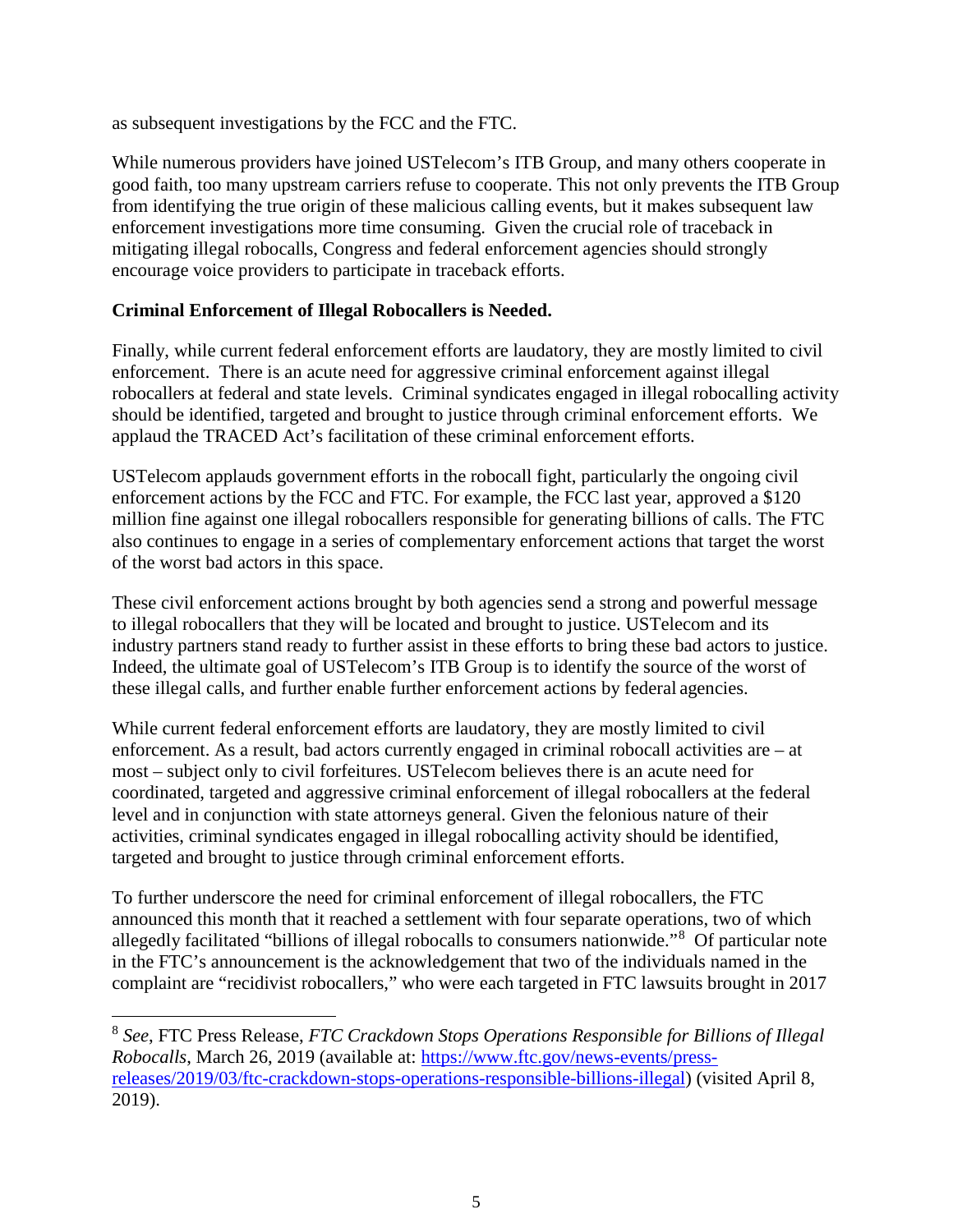as subsequent investigations by the FCC and the FTC.

While numerous providers have joined USTelecom's ITB Group, and many others cooperate in good faith, too many upstream carriers refuse to cooperate. This not only prevents the ITB Group from identifying the true origin of these malicious calling events, but it makes subsequent law enforcement investigations more time consuming. Given the crucial role of traceback in mitigating illegal robocalls, Congress and federal enforcement agencies should strongly encourage voice providers to participate in traceback efforts.

**Criminal Enforcement of Illegal Robocallers is Needed.**

Finally, while current federal enforcement efforts are laudatory, they are mostly limited to civil enforcement. There is an acute need for aggressive criminal enforcement against illegal robocallers at federal and state levels. Criminal syndicates engaged in illegal robocalling activity should be identified, targeted and brought to justice through criminal enforcement efforts. We applaud the TRACED Act's facilitation of these criminal enforcement efforts.

USTelecom applauds government efforts in the robocall fight, particularly the ongoing civil enforcement actions by the FCC and FTC. For example, the FCC last year, approved a $120 million fine against one illegal robocallers responsible for generating billions of calls. The FTC also continues to engage in a series of complementary enforcement actions that target the worst of the worst bad actors in this space.

These civil enforcement actions brought by both agencies send a strong and powerful message to illegal robocallers that they will be located and brought to justice. USTelecom and its industry partners stand ready to further assist in these efforts to bring these bad actors to justice. Indeed, the ultimate goal of USTelecom's ITB Group is to identify the source of the worst of these illegal calls, and further enable further enforcement actions by federal agencies.

While current federal enforcement efforts are laudatory, they are mostly limited to civil enforcement. As a result, bad actors currently engaged in criminal robocall activities are – at most – subject only to civil forfeitures. USTelecom believes there is an acute need for coordinated, targeted and aggressive criminal enforcement of illegal robocallers at the federal level and in conjunction with state attorneys general. Given the felonious nature of their activities, criminal syndicates engaged in illegal robocalling activity should be identified, targeted and brought to justice through criminal enforcement efforts.

To further underscore the need for criminal enforcement of illegal robocallers, the FTC announced this month that it reached a settlement with four separate operations, two of which allegedly facilitated "billions of illegal robocalls to consumers nationwide."[8] Of particular note in the FTC's announcement is the acknowledgement that two of the individuals named in the complaint are "recidivist robocallers," who were each targeted in FTC lawsuits brought in 2017

---

[8] *See*, FTC Press Release, *FTC Crackdown Stops Operations Responsible for Billions of Illegal Robocalls*, March 26, 2019 (available at: https://www.ftc.gov/news-events/press-releases/2019/03/ftc-crackdown-stops-operations-responsible-billions-illegal) (visited April 8, 2019).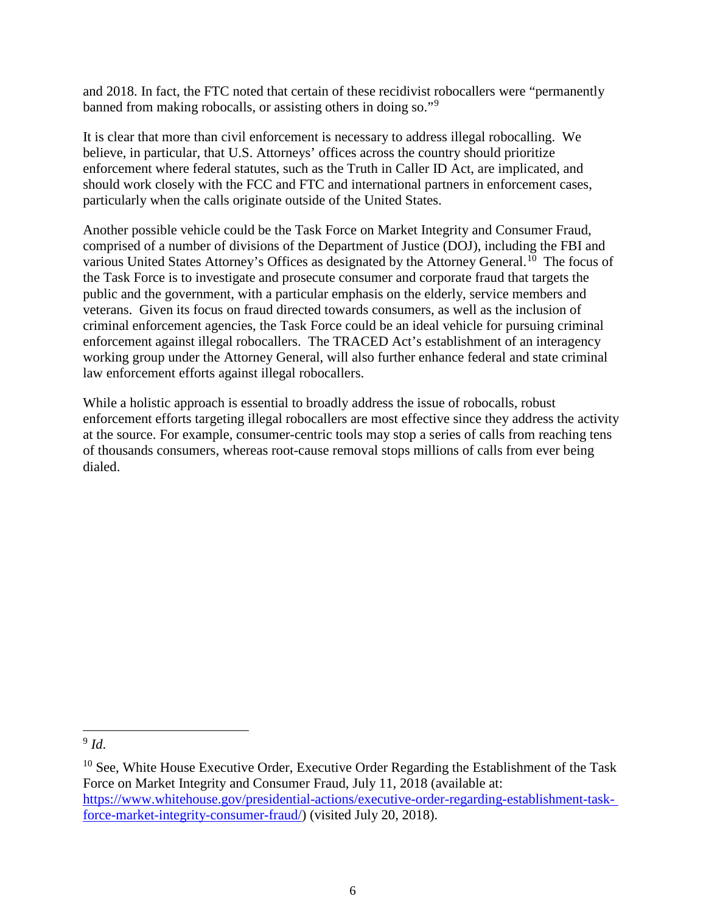and 2018. In fact, the FTC noted that certain of these recidivist robocallers were "permanently banned from making robocalls, or assisting others in doing so."[9]

It is clear that more than civil enforcement is necessary to address illegal robocalling. We believe, in particular, that U.S. Attorneys' offices across the country should prioritize enforcement where federal statutes, such as the Truth in Caller ID Act, are implicated, and should work closely with the FCC and FTC and international partners in enforcement cases, particularly when the calls originate outside of the United States.

Another possible vehicle could be the Task Force on Market Integrity and Consumer Fraud, comprised of a number of divisions of the Department of Justice (DOJ), including the FBI and various United States Attorney's Offices as designated by the Attorney General.[10] The focus of the Task Force is to investigate and prosecute consumer and corporate fraud that targets the public and the government, with a particular emphasis on the elderly, service members and veterans. Given its focus on fraud directed towards consumers, as well as the inclusion of criminal enforcement agencies, the Task Force could be an ideal vehicle for pursuing criminal enforcement against illegal robocallers. The TRACED Act's establishment of an interagency working group under the Attorney General, will also further enhance federal and state criminal law enforcement efforts against illegal robocallers.

While a holistic approach is essential to broadly address the issue of robocalls, robust enforcement efforts targeting illegal robocallers are most effective since they address the activity at the source. For example, consumer-centric tools may stop a series of calls from reaching tens of thousands consumers, whereas root-cause removal stops millions of calls from ever being dialed.

---

[9] *Id.*

[10] See, White House Executive Order, Executive Order Regarding the Establishment of the Task Force on Market Integrity and Consumer Fraud, July 11, 2018 (available at: https://www.whitehouse.gov/presidential-actions/executive-order-regarding-establishment-task-force-market-integrity-consumer-fraud/) (visited July 20, 2018).